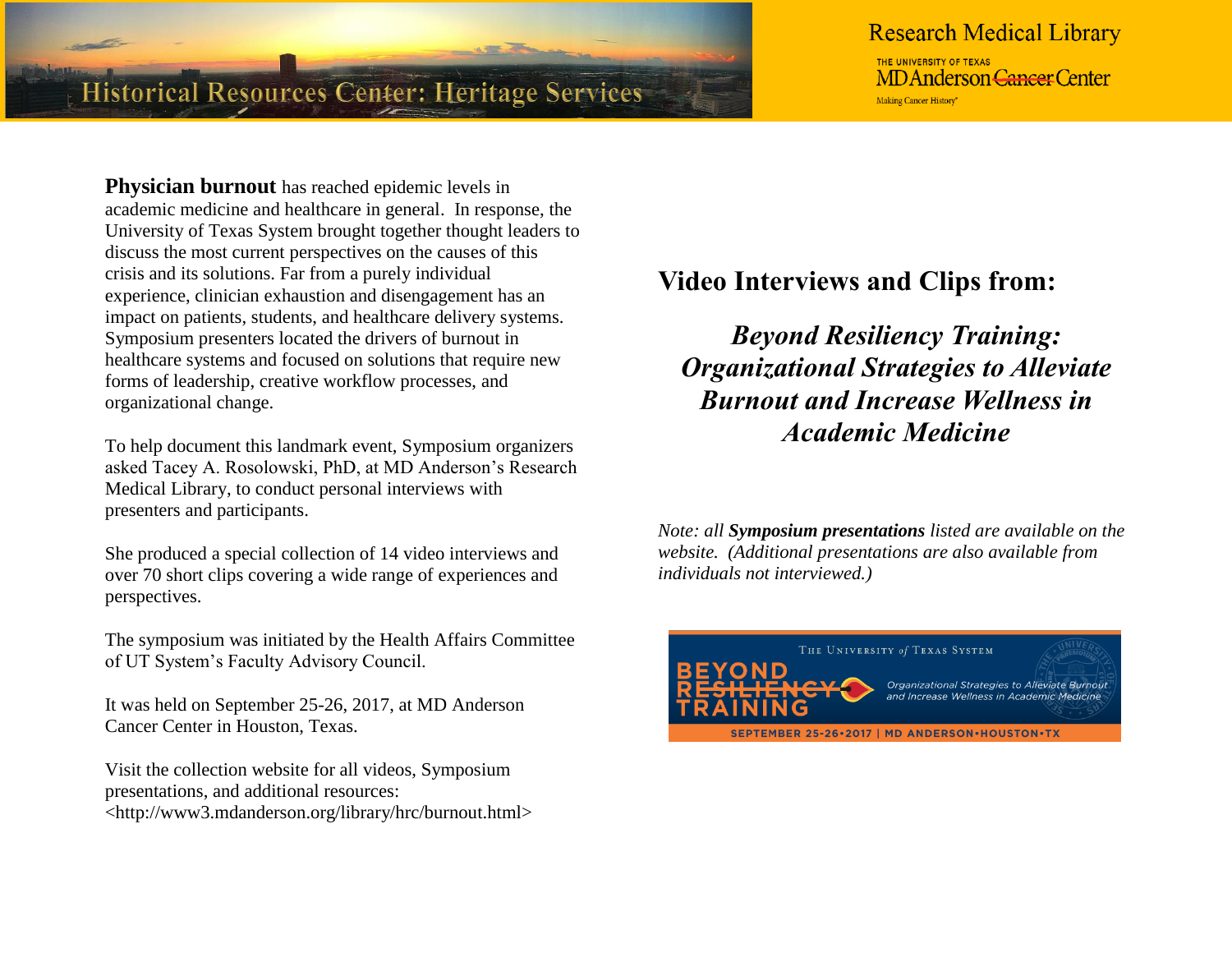Historical Resources Center: Heritage Services

Research Medical Library

THE UNIVERSITY OF TEXAS MD Anderson Cancer Center

Making Cancer History®

**Physician burnout** has reached epidemic levels in academic medicine and healthcare in general. In response, the University of Texas System brought together thought leaders to discuss the most current perspectives on the causes of this crisis and its solutions. Far from a purely individual experience, clinician exhaustion and disengagement has an impact on patients, students, and healthcare delivery systems. Symposium presenters located the drivers of burnout in healthcare systems and focused on solutions that require new forms of leadership, creative workflow processes, and organizational change.

To help document this landmark event, Symposium organizers asked Tacey A. Rosolowski, PhD, at MD Anderson's Research Medical Library, to conduct personal interviews with presenters and participants.

She produced a special collection of 14 video interviews and over 70 short clips covering a wide range of experiences and perspectives.

The symposium was initiated by the Health Affairs Committee of UT System's Faculty Advisory Council.

It was held on September 25-26, 2017, at MD Anderson Cancer Center in Houston, Texas.

Visit the collection website for all videos, Symposium presentations, and additional resources: <http://www3.mdanderson.org/library/hrc/burnout.html>

## Video Interviews and Clips from:

### *Beyond Resiliency Training: Organizational Strategies to Alleviate Burnout and Increase Wellness in Academic Medicine*

*Note: all **Symposium presentations** listed are available on the website. (Additional presentations are also available from individuals not interviewed.)*

THE UNIVERSITY *of* TEXAS SYSTEM

BEYOND RESILIENCY TRAINING

*Organizational Strategies to Alleviate Burnout and Increase Wellness in Academic Medicine*

SEPTEMBER 25-26•2017 | MD ANDERSON•HOUSTON•TX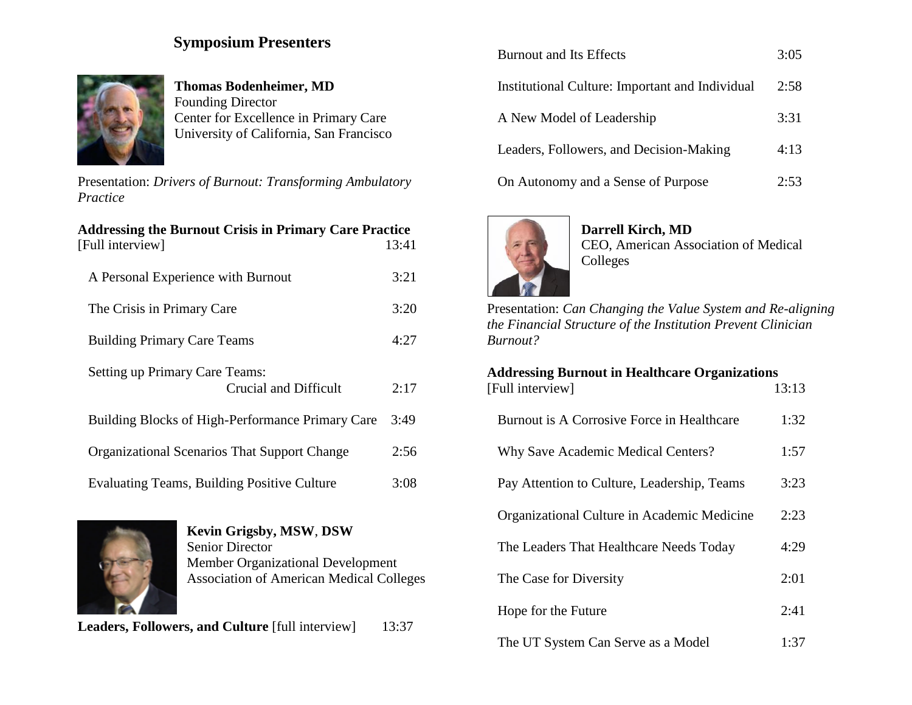## Symposium Presenters

**Thomas Bodenheimer, MD**
Founding Director
Center for Excellence in Primary Care
University of California, San Francisco

Presentation: *Drivers of Burnout: Transforming Ambulatory Practice*

**Addressing the Burnout Crisis in Primary Care Practice**

| | |
|---|---|
| [Full interview] | 13:41 |
| A Personal Experience with Burnout | 3:21 |
| The Crisis in Primary Care | 3:20 |
| Building Primary Care Teams | 4:27 |
| Setting up Primary Care Teams: Crucial and Difficult | 2:17 |
| Building Blocks of High-Performance Primary Care | 3:49 |
| Organizational Scenarios That Support Change | 2:56 |
| Evaluating Teams, Building Positive Culture | 3:08 |

**Kevin Grigsby, MSW**, **DSW**
Senior Director
Member Organizational Development
Association of American Medical Colleges

| | |
|---|---|
| **Leaders, Followers, and Culture** [full interview] | 13:37 |
| Burnout and Its Effects | 3:05 |
| Institutional Culture: Important and Individual | 2:58 |
| A New Model of Leadership | 3:31 |
| Leaders, Followers, and Decision-Making | 4:13 |
| On Autonomy and a Sense of Purpose | 2:53 |

**Darrell Kirch, MD**
CEO, American Association of Medical Colleges

Presentation: *Can Changing the Value System and Re-aligning the Financial Structure of the Institution Prevent Clinician Burnout?*

**Addressing Burnout in Healthcare Organizations**

| | |
|---|---|
| [Full interview] | 13:13 |
| Burnout is A Corrosive Force in Healthcare | 1:32 |
| Why Save Academic Medical Centers? | 1:57 |
| Pay Attention to Culture, Leadership, Teams | 3:23 |
| Organizational Culture in Academic Medicine | 2:23 |
| The Leaders That Healthcare Needs Today | 4:29 |
| The Case for Diversity | 2:01 |
| Hope for the Future | 2:41 |
| The UT System Can Serve as a Model | 1:37 |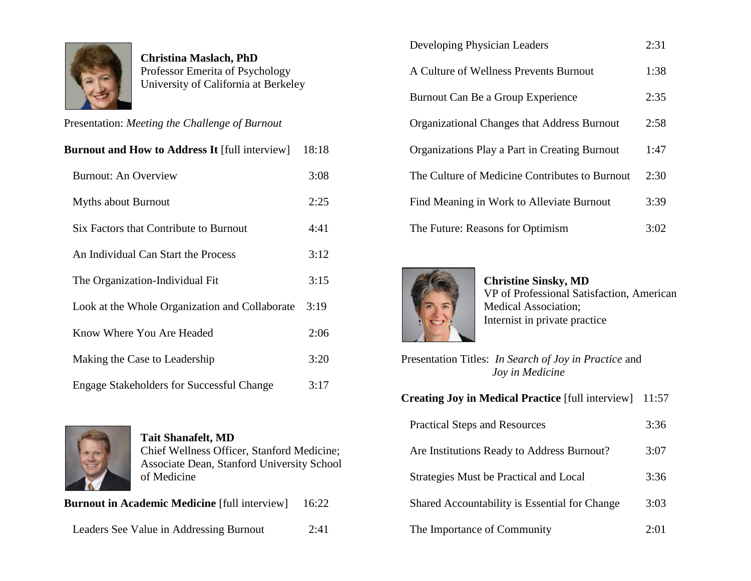**Christina Maslach, PhD**
Professor Emerita of Psychology
University of California at Berkeley

Presentation: *Meeting the Challenge of Burnout*

| | |
|---|---|
| **Burnout and How to Address It** [full interview] | 18:18 |
| Burnout: An Overview | 3:08 |
| Myths about Burnout | 2:25 |
| Six Factors that Contribute to Burnout | 4:41 |
| An Individual Can Start the Process | 3:12 |
| The Organization-Individual Fit | 3:15 |
| Look at the Whole Organization and Collaborate | 3:19 |
| Know Where You Are Headed | 2:06 |
| Making the Case to Leadership | 3:20 |
| Engage Stakeholders for Successful Change | 3:17 |

**Tait Shanafelt, MD**
Chief Wellness Officer, Stanford Medicine;
Associate Dean, Stanford University School of Medicine

| | |
|---|---|
| **Burnout in Academic Medicine** [full interview] | 16:22 |
| Leaders See Value in Addressing Burnout | 2:41 |
| Developing Physician Leaders | 2:31 |
| A Culture of Wellness Prevents Burnout | 1:38 |
| Burnout Can Be a Group Experience | 2:35 |
| Organizational Changes that Address Burnout | 2:58 |
| Organizations Play a Part in Creating Burnout | 1:47 |
| The Culture of Medicine Contributes to Burnout | 2:30 |
| Find Meaning in Work to Alleviate Burnout | 3:39 |
| The Future: Reasons for Optimism | 3:02 |

**Christine Sinsky, MD**
VP of Professional Satisfaction, American Medical Association;
Internist in private practice

Presentation Titles: *In Search of Joy in Practice* and *Joy in Medicine*

| | |
|---|---|
| **Creating Joy in Medical Practice** [full interview] | 11:57 |
| Practical Steps and Resources | 3:36 |
| Are Institutions Ready to Address Burnout? | 3:07 |
| Strategies Must be Practical and Local | 3:36 |
| Shared Accountability is Essential for Change | 3:03 |
| The Importance of Community | 2:01 |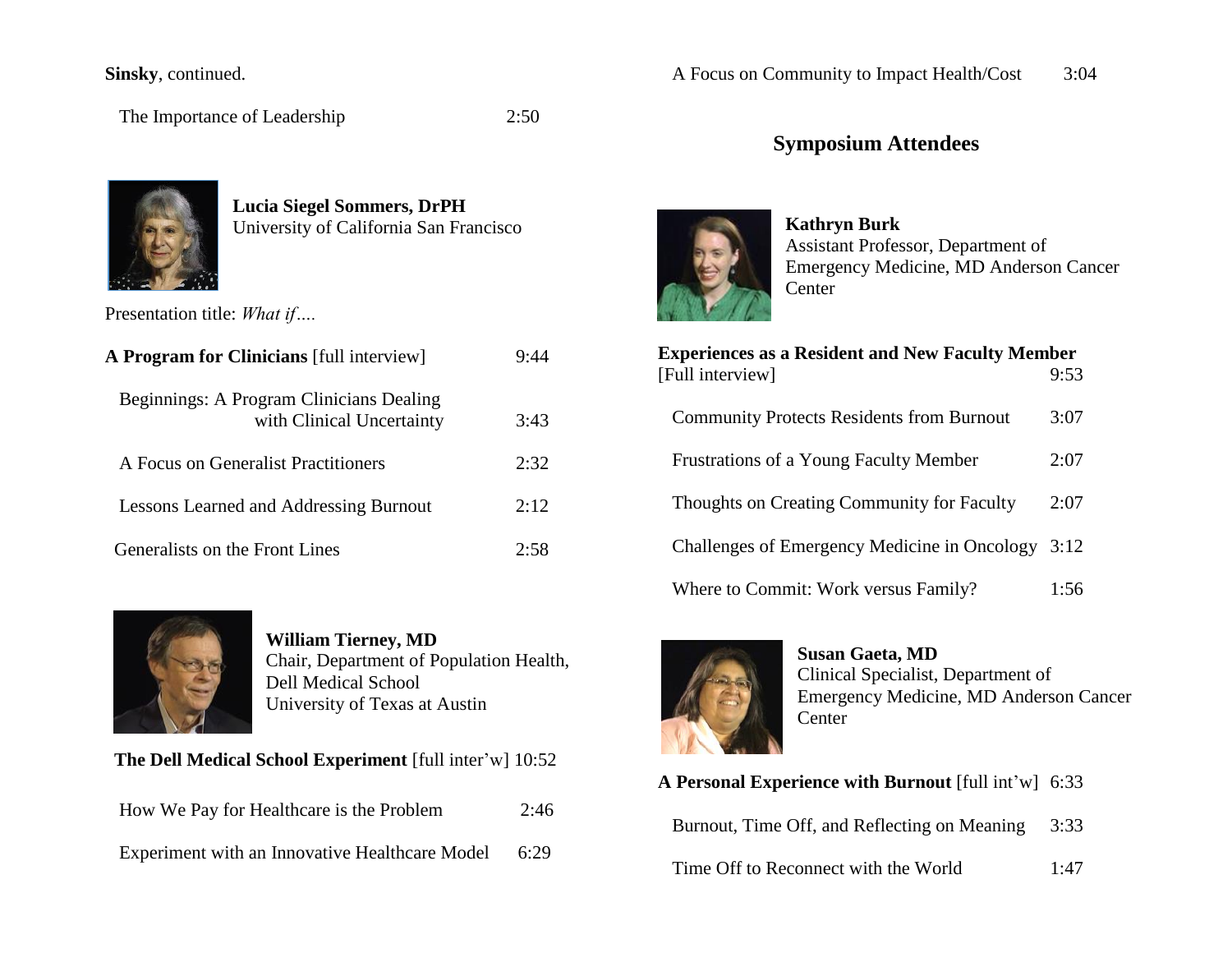**Sinsky**, continued.

| | |
|---|---|
| The Importance of Leadership | 2:50 |

**Lucia Siegel Sommers, DrPH**
University of California San Francisco

Presentation title: *What if….*

| | |
|---|---|
| **A Program for Clinicians** [full interview] | 9:44 |
| Beginnings: A Program Clinicians Dealing with Clinical Uncertainty | 3:43 |
| A Focus on Generalist Practitioners | 2:32 |
| Lessons Learned and Addressing Burnout | 2:12 |
| Generalists on the Front Lines | 2:58 |

**William Tierney, MD**
Chair, Department of Population Health, Dell Medical School
University of Texas at Austin

| | |
|---|---|
| **The Dell Medical School Experiment** [full inter'w] | 10:52 |
| How We Pay for Healthcare is the Problem | 2:46 |
| Experiment with an Innovative Healthcare Model | 6:29 |
| A Focus on Community to Impact Health/Cost | 3:04 |

## Symposium Attendees

**Kathryn Burk**
Assistant Professor, Department of Emergency Medicine, MD Anderson Cancer Center

| | |
|---|---|
| **Experiences as a Resident and New Faculty Member** [Full interview] | 9:53 |
| Community Protects Residents from Burnout | 3:07 |
| Frustrations of a Young Faculty Member | 2:07 |
| Thoughts on Creating Community for Faculty | 2:07 |
| Challenges of Emergency Medicine in Oncology | 3:12 |
| Where to Commit: Work versus Family? | 1:56 |

**Susan Gaeta, MD**
Clinical Specialist, Department of Emergency Medicine, MD Anderson Cancer Center

| | |
|---|---|
| **A Personal Experience with Burnout** [full int'w] | 6:33 |
| Burnout, Time Off, and Reflecting on Meaning | 3:33 |
| Time Off to Reconnect with the World | 1:47 |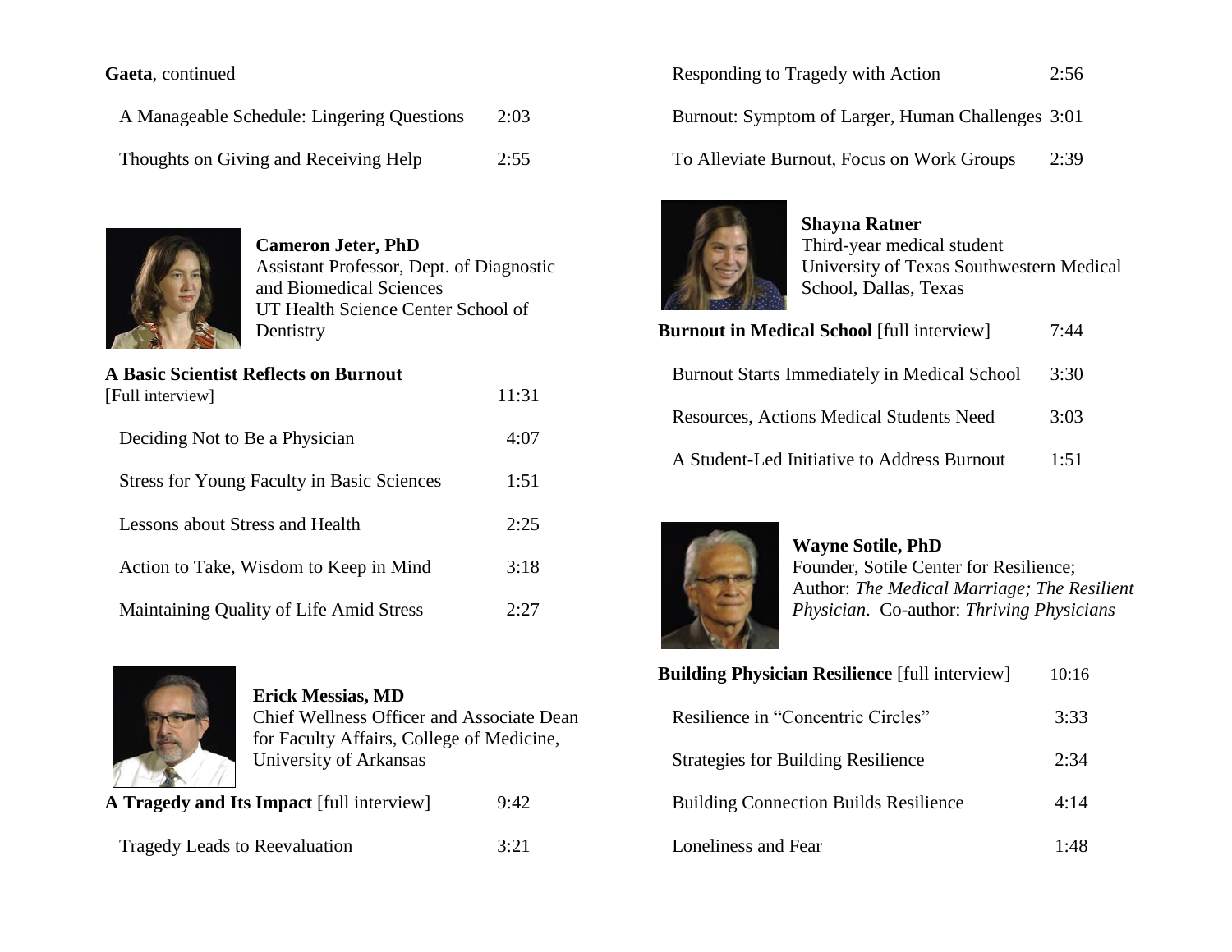**Gaeta**, continued

| | |
|---|---|
| A Manageable Schedule: Lingering Questions | 2:03 |
| Thoughts on Giving and Receiving Help | 2:55 |

**Cameron Jeter, PhD**
Assistant Professor, Dept. of Diagnostic and Biomedical Sciences
UT Health Science Center School of Dentistry

| | |
|---|---|
| **A Basic Scientist Reflects on Burnout** [Full interview] | 11:31 |
| Deciding Not to Be a Physician | 4:07 |
| Stress for Young Faculty in Basic Sciences | 1:51 |
| Lessons about Stress and Health | 2:25 |
| Action to Take, Wisdom to Keep in Mind | 3:18 |
| Maintaining Quality of Life Amid Stress | 2:27 |

**Erick Messias, MD**
Chief Wellness Officer and Associate Dean for Faculty Affairs, College of Medicine, University of Arkansas

| | |
|---|---|
| **A Tragedy and Its Impact** [full interview] | 9:42 |
| Tragedy Leads to Reevaluation | 3:21 |
| Responding to Tragedy with Action | 2:56 |
| Burnout: Symptom of Larger, Human Challenges | 3:01 |
| To Alleviate Burnout, Focus on Work Groups | 2:39 |

**Shayna Ratner**
Third-year medical student
University of Texas Southwestern Medical School, Dallas, Texas

| | |
|---|---|
| **Burnout in Medical School** [full interview] | 7:44 |
| Burnout Starts Immediately in Medical School | 3:30 |
| Resources, Actions Medical Students Need | 3:03 |
| A Student-Led Initiative to Address Burnout | 1:51 |

**Wayne Sotile, PhD**
Founder, Sotile Center for Resilience;
Author: *The Medical Marriage; The Resilient Physician*. Co-author: *Thriving Physicians*

| | |
|---|---|
| **Building Physician Resilience** [full interview] | 10:16 |
| Resilience in "Concentric Circles" | 3:33 |
| Strategies for Building Resilience | 2:34 |
| Building Connection Builds Resilience | 4:14 |
| Loneliness and Fear | 1:48 |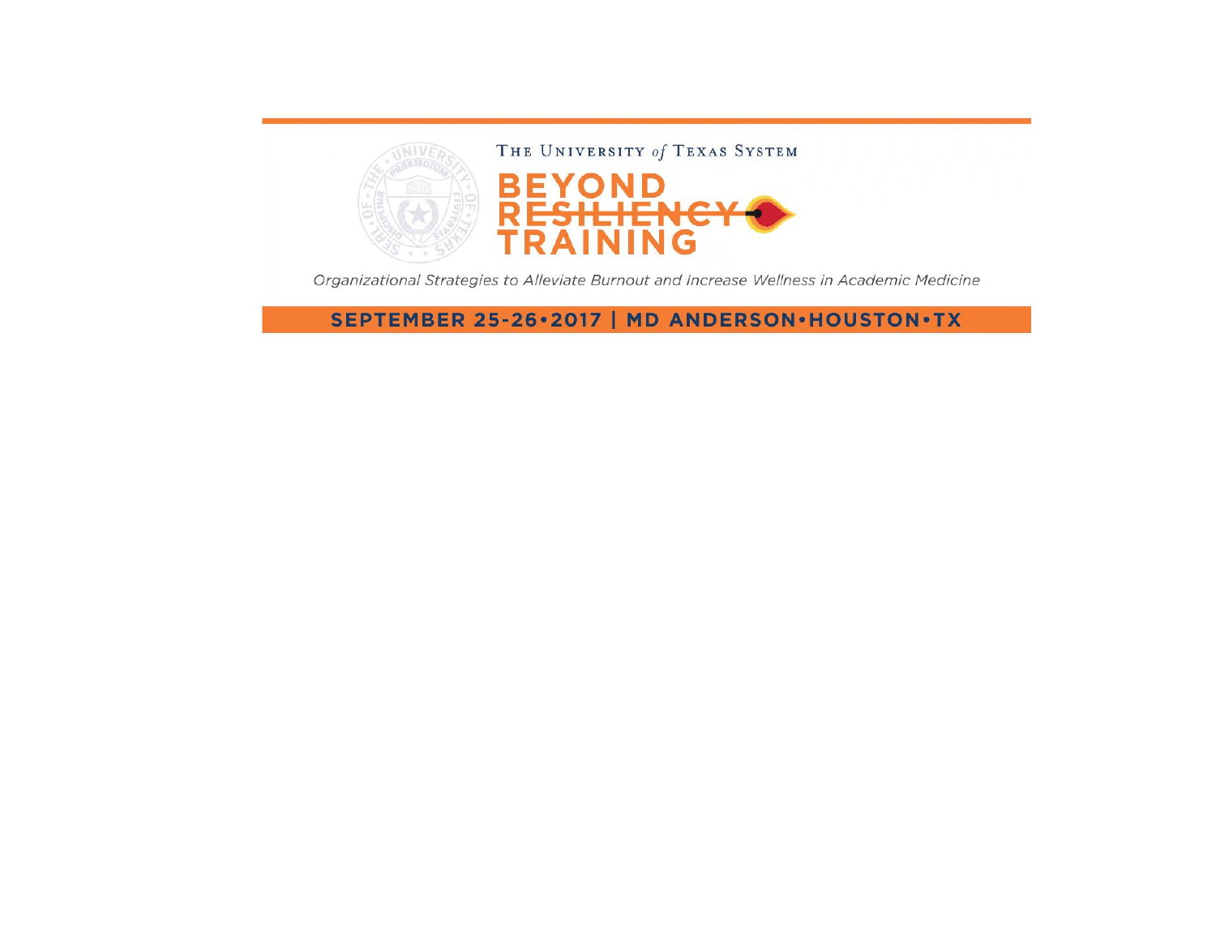THE UNIVERSITY *of* TEXAS SYSTEM

# BEYOND ~~RESILIENCY~~ TRAINING

*Organizational Strategies to Alleviate Burnout and Increase Wellness in Academic Medicine*

**SEPTEMBER 25-26•2017 | MD ANDERSON•HOUSTON•TX**